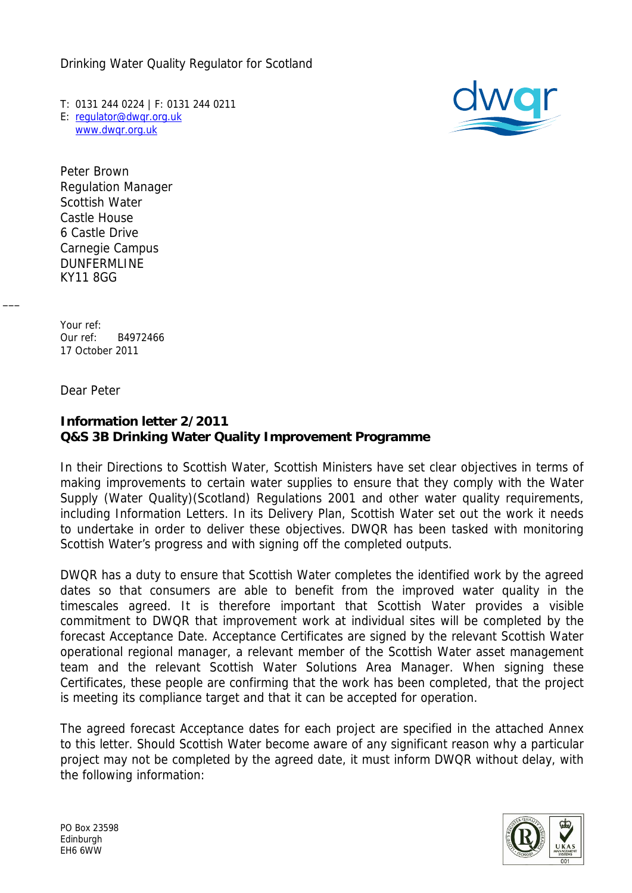Drinking Water Quality Regulator for Scotland

T: 0131 244 0224 | F: 0131 244 0211
E: regulator@dwqr.org.uk
www.dwqr.org.uk

Peter Brown
Regulation Manager
Scottish Water
Castle House
6 Castle Drive
Carnegie Campus
DUNFERMLINE
KY11 8GG

Your ref:
Our ref: B4972466
17 October 2011

Dear Peter

**Information letter 2/2011**
**Q&S 3B Drinking Water Quality Improvement Programme**

In their Directions to Scottish Water, Scottish Ministers have set clear objectives in terms of making improvements to certain water supplies to ensure that they comply with the Water Supply (Water Quality)(Scotland) Regulations 2001 and other water quality requirements, including Information Letters. In its Delivery Plan, Scottish Water set out the work it needs to undertake in order to deliver these objectives. DWQR has been tasked with monitoring Scottish Water's progress and with signing off the completed outputs.

DWQR has a duty to ensure that Scottish Water completes the identified work by the agreed dates so that consumers are able to benefit from the improved water quality in the timescales agreed. It is therefore important that Scottish Water provides a visible commitment to DWQR that improvement work at individual sites will be completed by the forecast Acceptance Date. Acceptance Certificates are signed by the relevant Scottish Water operational regional manager, a relevant member of the Scottish Water asset management team and the relevant Scottish Water Solutions Area Manager. When signing these Certificates, these people are confirming that the work has been completed, that the project is meeting its compliance target and that it can be accepted for operation.

The agreed forecast Acceptance dates for each project are specified in the attached Annex to this letter. Should Scottish Water become aware of any significant reason why a particular project may not be completed by the agreed date, it must inform DWQR without delay, with the following information:

PO Box 23598
Edinburgh
EH6 6WW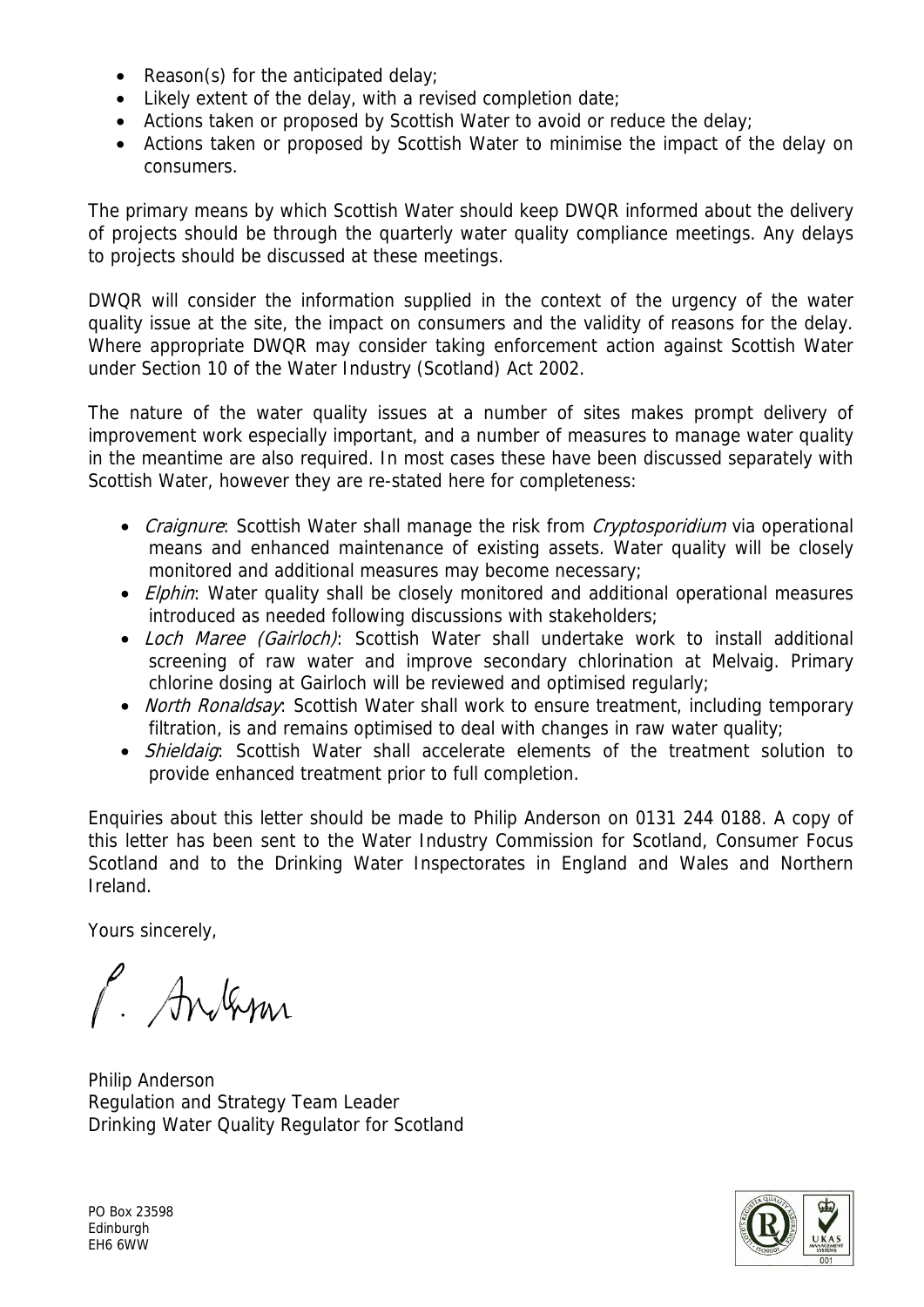- Reason(s) for the anticipated delay;
- Likely extent of the delay, with a revised completion date;
- Actions taken or proposed by Scottish Water to avoid or reduce the delay;
- Actions taken or proposed by Scottish Water to minimise the impact of the delay on consumers.

The primary means by which Scottish Water should keep DWQR informed about the delivery of projects should be through the quarterly water quality compliance meetings. Any delays to projects should be discussed at these meetings.

DWQR will consider the information supplied in the context of the urgency of the water quality issue at the site, the impact on consumers and the validity of reasons for the delay. Where appropriate DWQR may consider taking enforcement action against Scottish Water under Section 10 of the Water Industry (Scotland) Act 2002.

The nature of the water quality issues at a number of sites makes prompt delivery of improvement work especially important, and a number of measures to manage water quality in the meantime are also required. In most cases these have been discussed separately with Scottish Water, however they are re-stated here for completeness:

- *Craignure*: Scottish Water shall manage the risk from *Cryptosporidium* via operational means and enhanced maintenance of existing assets. Water quality will be closely monitored and additional measures may become necessary;
- *Elphin*: Water quality shall be closely monitored and additional operational measures introduced as needed following discussions with stakeholders;
- *Loch Maree (Gairloch)*: Scottish Water shall undertake work to install additional screening of raw water and improve secondary chlorination at Melvaig. Primary chlorine dosing at Gairloch will be reviewed and optimised regularly;
- *North Ronaldsay*: Scottish Water shall work to ensure treatment, including temporary filtration, is and remains optimised to deal with changes in raw water quality;
- *Shieldaig*: Scottish Water shall accelerate elements of the treatment solution to provide enhanced treatment prior to full completion.

Enquiries about this letter should be made to Philip Anderson on 0131 244 0188. A copy of this letter has been sent to the Water Industry Commission for Scotland, Consumer Focus Scotland and to the Drinking Water Inspectorates in England and Wales and Northern Ireland.

Yours sincerely,

P. Anderson

Philip Anderson
Regulation and Strategy Team Leader
Drinking Water Quality Regulator for Scotland

PO Box 23598
Edinburgh
EH6 6WW